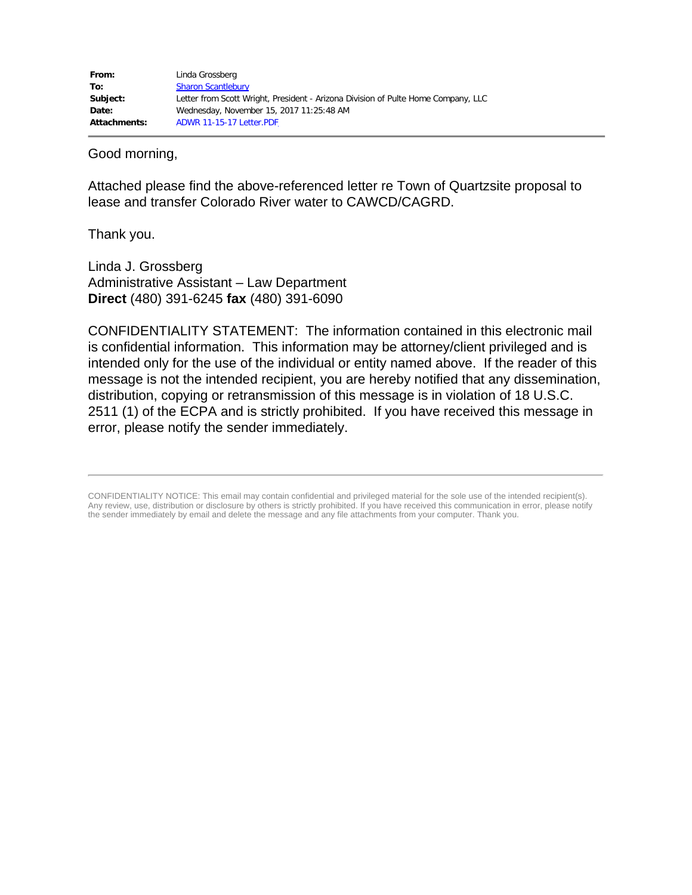| | |
|---|---|
| **From:** | Linda Grossberg |
| **To:** | Sharon Scantlebury |
| **Subject:** | Letter from Scott Wright, President - Arizona Division of Pulte Home Company, LLC |
| **Date:** | Wednesday, November 15, 2017 11:25:48 AM |
| **Attachments:** | ADWR 11-15-17 Letter.PDF |

---

Good morning,

Attached please find the above-referenced letter re Town of Quartzsite proposal to lease and transfer Colorado River water to CAWCD/CAGRD.

Thank you.

Linda J. Grossberg
Administrative Assistant – Law Department
**Direct** (480) 391-6245 **fax** (480) 391-6090

CONFIDENTIALITY STATEMENT: The information contained in this electronic mail is confidential information. This information may be attorney/client privileged and is intended only for the use of the individual or entity named above. If the reader of this message is not the intended recipient, you are hereby notified that any dissemination, distribution, copying or retransmission of this message is in violation of 18 U.S.C. 2511 (1) of the ECPA and is strictly prohibited. If you have received this message in error, please notify the sender immediately.

---

CONFIDENTIALITY NOTICE: This email may contain confidential and privileged material for the sole use of the intended recipient(s). Any review, use, distribution or disclosure by others is strictly prohibited. If you have received this communication in error, please notify the sender immediately by email and delete the message and any file attachments from your computer. Thank you.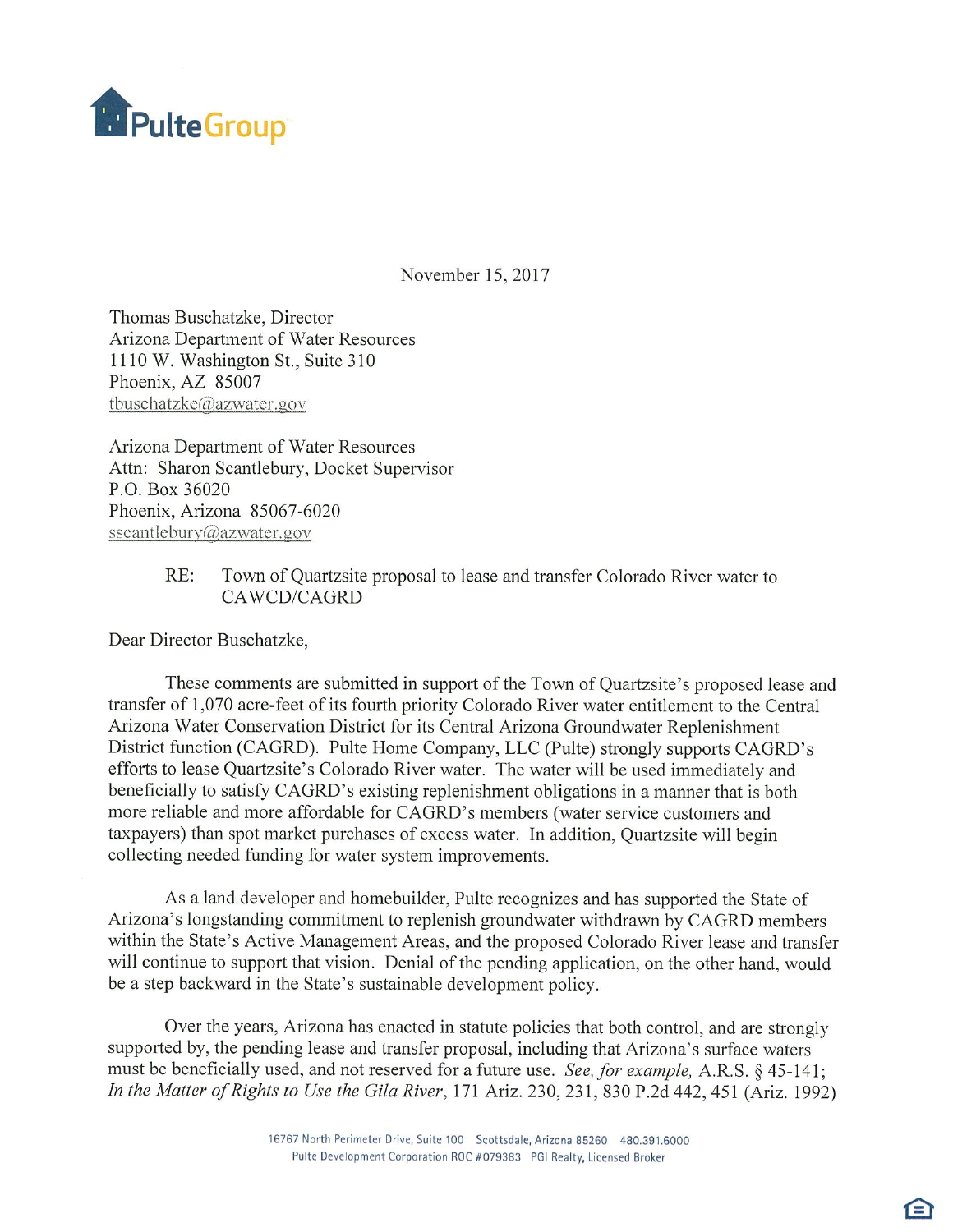PulteGroup

November 15, 2017

Thomas Buschatzke, Director
Arizona Department of Water Resources
1110 W. Washington St., Suite 310
Phoenix, AZ 85007
tbuschatzke@azwater.gov

Arizona Department of Water Resources
Attn: Sharon Scantlebury, Docket Supervisor
P.O. Box 36020
Phoenix, Arizona 85067-6020
sscantlebury@azwater.gov

RE: Town of Quartzsite proposal to lease and transfer Colorado River water to CAWCD/CAGRD

Dear Director Buschatzke,

These comments are submitted in support of the Town of Quartzsite's proposed lease and transfer of 1,070 acre-feet of its fourth priority Colorado River water entitlement to the Central Arizona Water Conservation District for its Central Arizona Groundwater Replenishment District function (CAGRD). Pulte Home Company, LLC (Pulte) strongly supports CAGRD's efforts to lease Quartzsite's Colorado River water. The water will be used immediately and beneficially to satisfy CAGRD's existing replenishment obligations in a manner that is both more reliable and more affordable for CAGRD's members (water service customers and taxpayers) than spot market purchases of excess water. In addition, Quartzsite will begin collecting needed funding for water system improvements.

As a land developer and homebuilder, Pulte recognizes and has supported the State of Arizona's longstanding commitment to replenish groundwater withdrawn by CAGRD members within the State's Active Management Areas, and the proposed Colorado River lease and transfer will continue to support that vision. Denial of the pending application, on the other hand, would be a step backward in the State's sustainable development policy.

Over the years, Arizona has enacted in statute policies that both control, and are strongly supported by, the pending lease and transfer proposal, including that Arizona's surface waters must be beneficially used, and not reserved for a future use. *See, for example,* A.R.S. § 45-141; *In the Matter of Rights to Use the Gila River*, 171 Ariz. 230, 231, 830 P.2d 442, 451 (Ariz. 1992)

16767 North Perimeter Drive, Suite 100 Scottsdale, Arizona 85260 480.391.6000
Pulte Development Corporation ROC #079383 PGI Realty, Licensed Broker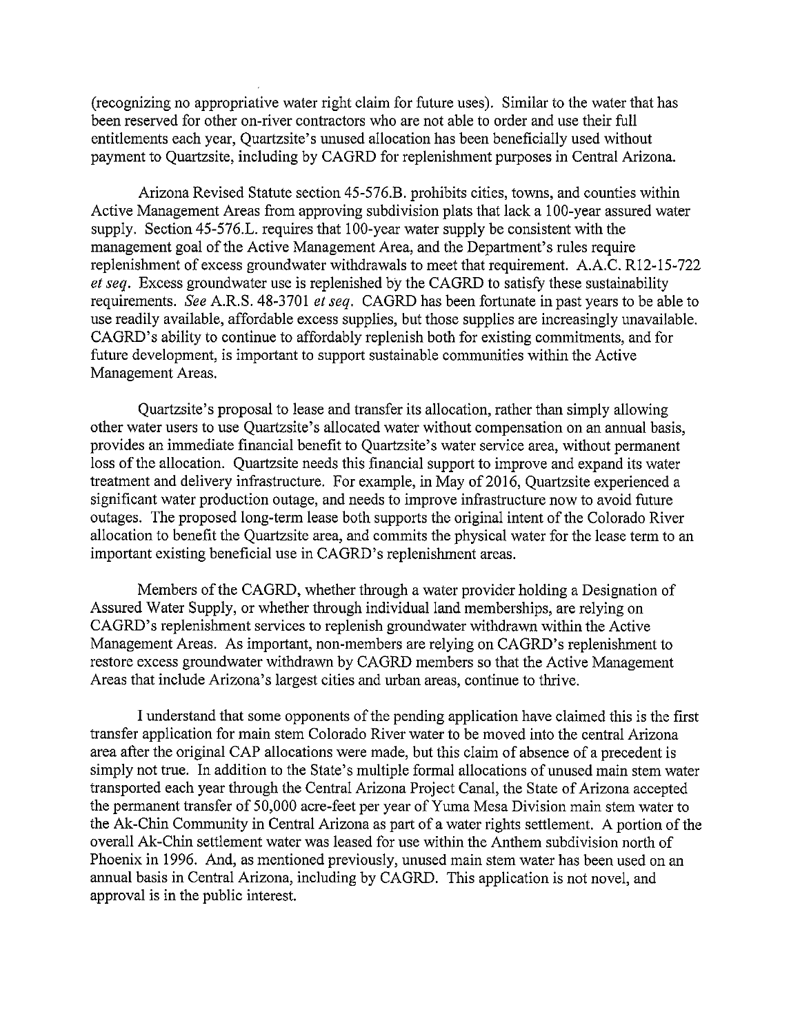(recognizing no appropriative water right claim for future uses). Similar to the water that has been reserved for other on-river contractors who are not able to order and use their full entitlements each year, Quartzsite's unused allocation has been beneficially used without payment to Quartzsite, including by CAGRD for replenishment purposes in Central Arizona.

Arizona Revised Statute section 45-576.B. prohibits cities, towns, and counties within Active Management Areas from approving subdivision plats that lack a 100-year assured water supply. Section 45-576.L. requires that 100-year water supply be consistent with the management goal of the Active Management Area, and the Department's rules require replenishment of excess groundwater withdrawals to meet that requirement. A.A.C. R12-15-722 *et seq*. Excess groundwater use is replenished by the CAGRD to satisfy these sustainability requirements. *See* A.R.S. 48-3701 *et seq*. CAGRD has been fortunate in past years to be able to use readily available, affordable excess supplies, but those supplies are increasingly unavailable. CAGRD's ability to continue to affordably replenish both for existing commitments, and for future development, is important to support sustainable communities within the Active Management Areas.

Quartzsite's proposal to lease and transfer its allocation, rather than simply allowing other water users to use Quartzsite's allocated water without compensation on an annual basis, provides an immediate financial benefit to Quartzsite's water service area, without permanent loss of the allocation. Quartzsite needs this financial support to improve and expand its water treatment and delivery infrastructure. For example, in May of 2016, Quartzsite experienced a significant water production outage, and needs to improve infrastructure now to avoid future outages. The proposed long-term lease both supports the original intent of the Colorado River allocation to benefit the Quartzsite area, and commits the physical water for the lease term to an important existing beneficial use in CAGRD's replenishment areas.

Members of the CAGRD, whether through a water provider holding a Designation of Assured Water Supply, or whether through individual land memberships, are relying on CAGRD's replenishment services to replenish groundwater withdrawn within the Active Management Areas. As important, non-members are relying on CAGRD's replenishment to restore excess groundwater withdrawn by CAGRD members so that the Active Management Areas that include Arizona's largest cities and urban areas, continue to thrive.

I understand that some opponents of the pending application have claimed this is the first transfer application for main stem Colorado River water to be moved into the central Arizona area after the original CAP allocations were made, but this claim of absence of a precedent is simply not true. In addition to the State's multiple formal allocations of unused main stem water transported each year through the Central Arizona Project Canal, the State of Arizona accepted the permanent transfer of 50,000 acre-feet per year of Yuma Mesa Division main stem water to the Ak-Chin Community in Central Arizona as part of a water rights settlement. A portion of the overall Ak-Chin settlement water was leased for use within the Anthem subdivision north of Phoenix in 1996. And, as mentioned previously, unused main stem water has been used on an annual basis in Central Arizona, including by CAGRD. This application is not novel, and approval is in the public interest.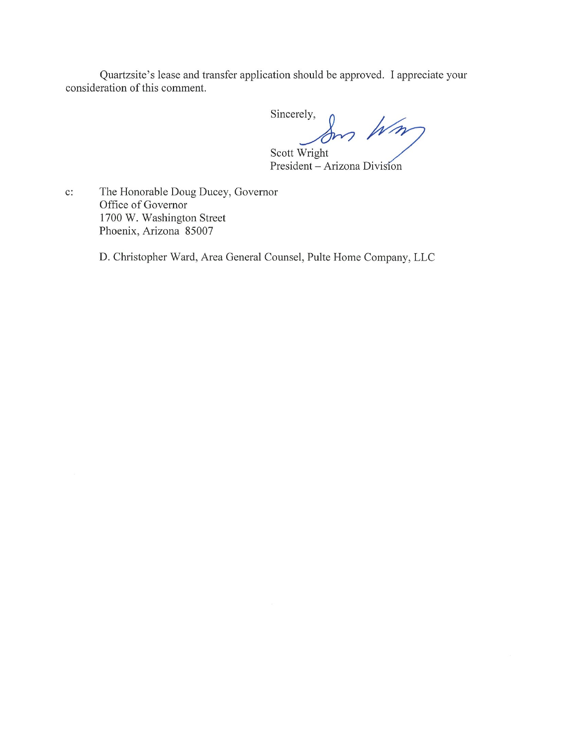Quartzsite's lease and transfer application should be approved. I appreciate your consideration of this comment.

Sincerely,

Scott Wright
President – Arizona Division

c: The Honorable Doug Ducey, Governor
Office of Governor
1700 W. Washington Street
Phoenix, Arizona 85007

D. Christopher Ward, Area General Counsel, Pulte Home Company, LLC